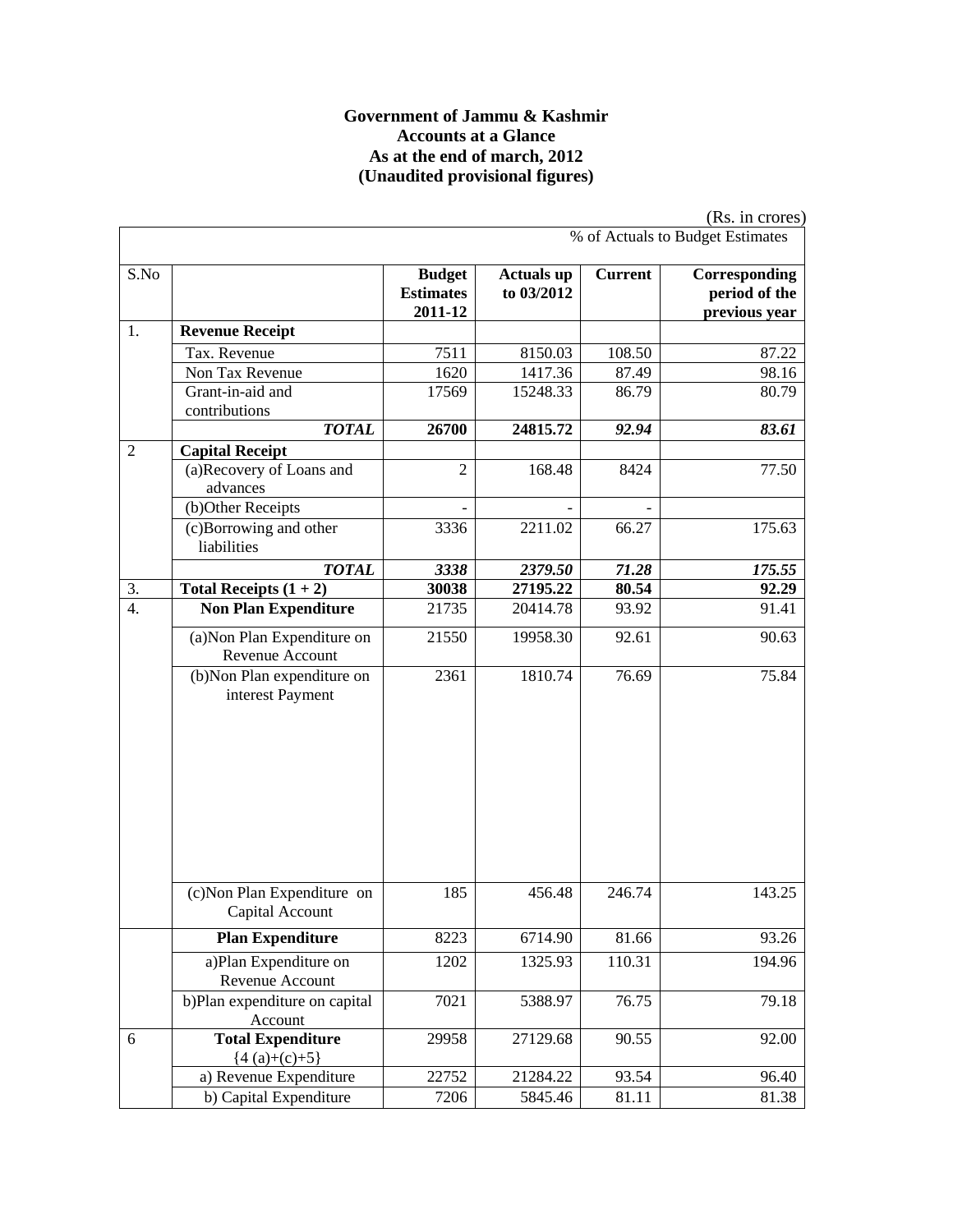**Government of Jammu & Kashmir**
**Accounts at a Glance**
**As at the end of march, 2012**
**(Unaudited provisional figures)**

(Rs. in crores)

| S.No | | Budget Estimates 2011-12 | Actuals up to 03/2012 | % of Actuals to Budget Estimates | |
|---|---|---|---|---|---|
| | | | | Current | Corresponding period of the previous year |
| 1. | **Revenue Receipt** | | | | |
| | Tax. Revenue | 7511 | 8150.03 | 108.50 | 87.22 |
| | Non Tax Revenue | 1620 | 1417.36 | 87.49 | 98.16 |
| | Grant-in-aid and contributions | 17569 | 15248.33 | 86.79 | 80.79 |
| | ***TOTAL*** | **26700** | **24815.72** | ***92.94*** | ***83.61*** |
| 2 | **Capital Receipt** | | | | |
| | (a)Recovery of Loans and advances | 2 | 168.48 | 8424 | 77.50 |
| | (b)Other Receipts | - | - | - | |
| | (c)Borrowing and other liabilities | 3336 | 2211.02 | 66.27 | 175.63 |
| | ***TOTAL*** | ***3338*** | ***2379.50*** | ***71.28*** | ***175.55*** |
| 3. | **Total Receipts (1 + 2)** | **30038** | **27195.22** | **80.54** | **92.29** |
| 4. | **Non Plan Expenditure** | 21735 | 20414.78 | 93.92 | 91.41 |
| | (a)Non Plan Expenditure on Revenue Account | 21550 | 19958.30 | 92.61 | 90.63 |
| | (b)Non Plan expenditure on interest Payment | 2361 | 1810.74 | 76.69 | 75.84 |
| | (c)Non Plan Expenditure on Capital Account | 185 | 456.48 | 246.74 | 143.25 |
| | **Plan Expenditure** | 8223 | 6714.90 | 81.66 | 93.26 |
| | a)Plan Expenditure on Revenue Account | 1202 | 1325.93 | 110.31 | 194.96 |
| | b)Plan expenditure on capital Account | 7021 | 5388.97 | 76.75 | 79.18 |
| 6 | **Total Expenditure** {4 (a)+(c)+5} | 29958 | 27129.68 | 90.55 | 92.00 |
| | a) Revenue Expenditure | 22752 | 21284.22 | 93.54 | 96.40 |
| | b) Capital Expenditure | 7206 | 5845.46 | 81.11 | 81.38 |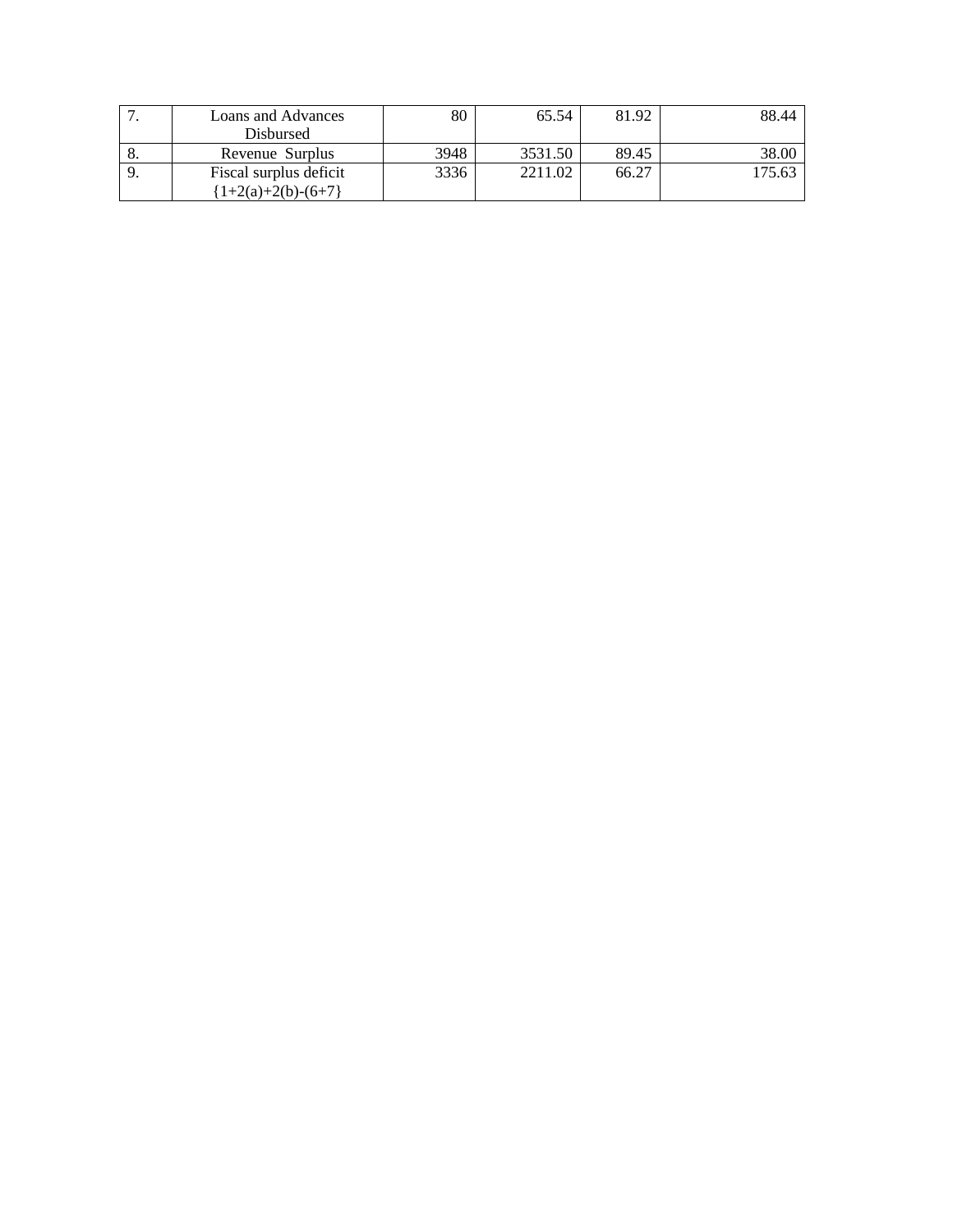| 7. | Loans and Advances Disbursed | 80 | 65.54 | 81.92 | 88.44 |
|---|---|---|---|---|---|
| 8. | Revenue Surplus | 3948 | 3531.50 | 89.45 | 38.00 |
| 9. | Fiscal surplus deficit {1+2(a)+2(b)-(6+7} | 3336 | 2211.02 | 66.27 | 175.63 |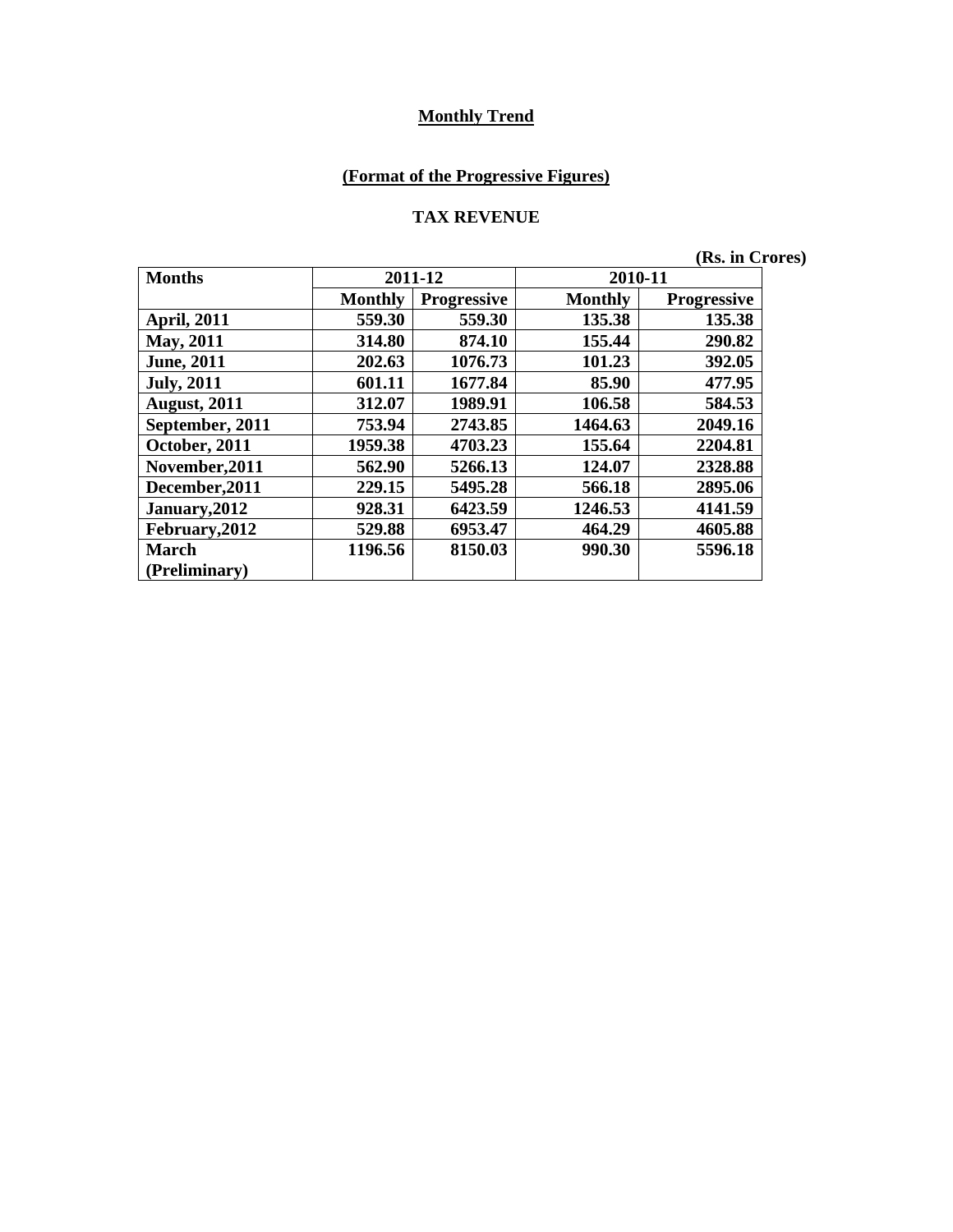**Monthly Trend**

**(Format of the Progressive Figures)**

**TAX REVENUE**

**(Rs. in Crores)**

| Months | 2011-12 | | 2010-11 | |
|---|---|---|---|---|
| | Monthly | Progressive | Monthly | Progressive |
| April, 2011 | 559.30 | 559.30 | 135.38 | 135.38 |
| May, 2011 | 314.80 | 874.10 | 155.44 | 290.82 |
| June, 2011 | 202.63 | 1076.73 | 101.23 | 392.05 |
| July, 2011 | 601.11 | 1677.84 | 85.90 | 477.95 |
| August, 2011 | 312.07 | 1989.91 | 106.58 | 584.53 |
| September, 2011 | 753.94 | 2743.85 | 1464.63 | 2049.16 |
| October, 2011 | 1959.38 | 4703.23 | 155.64 | 2204.81 |
| November,2011 | 562.90 | 5266.13 | 124.07 | 2328.88 |
| December,2011 | 229.15 | 5495.28 | 566.18 | 2895.06 |
| January,2012 | 928.31 | 6423.59 | 1246.53 | 4141.59 |
| February,2012 | 529.88 | 6953.47 | 464.29 | 4605.88 |
| March (Preliminary) | 1196.56 | 8150.03 | 990.30 | 5596.18 |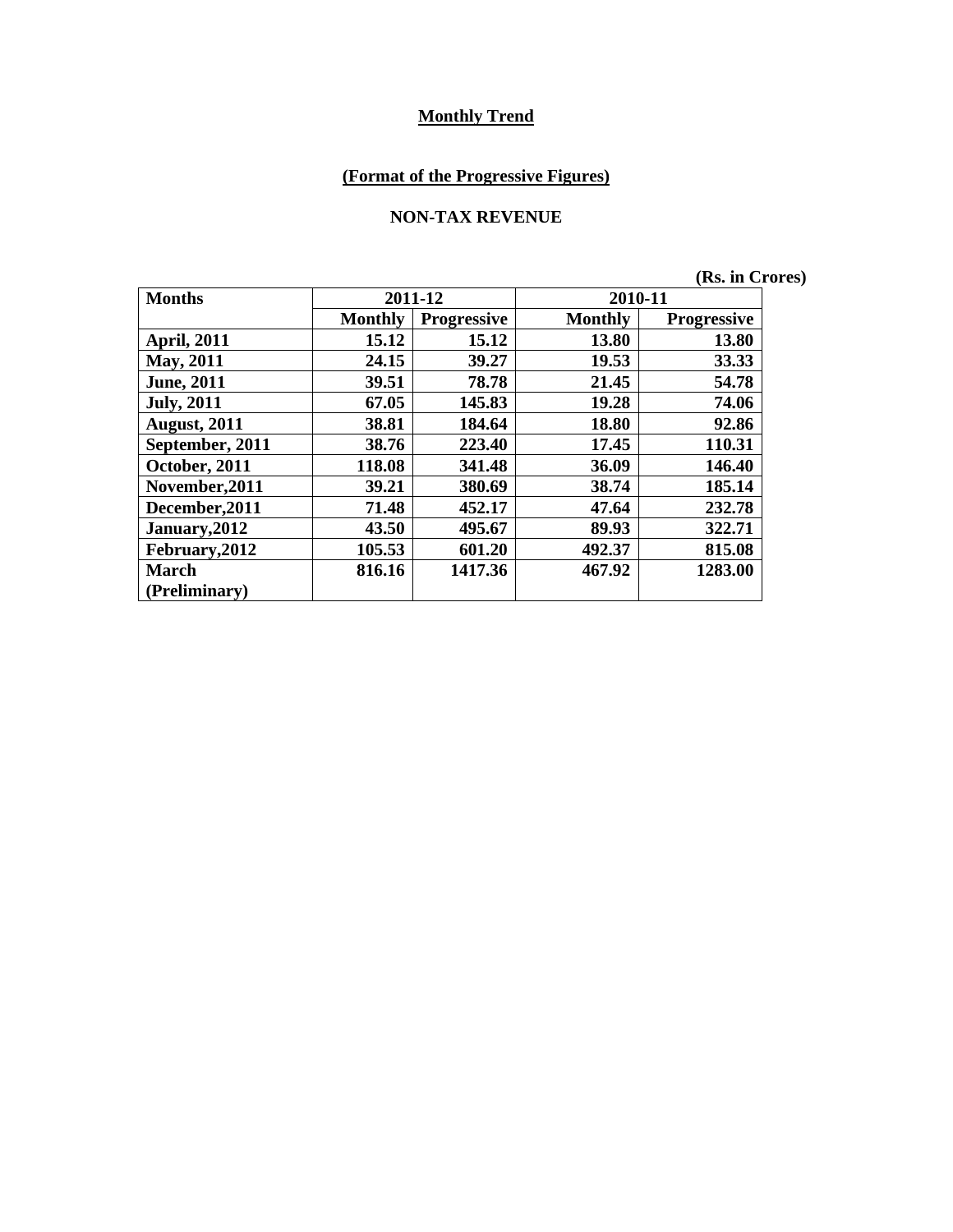**Monthly Trend**

**(Format of the Progressive Figures)**

**NON-TAX REVENUE**

**(Rs. in Crores)**

| Months | 2011-12 | | 2010-11 | |
|---|---|---|---|---|
| | Monthly | Progressive | Monthly | Progressive |
| April, 2011 | 15.12 | 15.12 | 13.80 | 13.80 |
| May, 2011 | 24.15 | 39.27 | 19.53 | 33.33 |
| June, 2011 | 39.51 | 78.78 | 21.45 | 54.78 |
| July, 2011 | 67.05 | 145.83 | 19.28 | 74.06 |
| August, 2011 | 38.81 | 184.64 | 18.80 | 92.86 |
| September, 2011 | 38.76 | 223.40 | 17.45 | 110.31 |
| October, 2011 | 118.08 | 341.48 | 36.09 | 146.40 |
| November,2011 | 39.21 | 380.69 | 38.74 | 185.14 |
| December,2011 | 71.48 | 452.17 | 47.64 | 232.78 |
| January,2012 | 43.50 | 495.67 | 89.93 | 322.71 |
| February,2012 | 105.53 | 601.20 | 492.37 | 815.08 |
| March (Preliminary) | 816.16 | 1417.36 | 467.92 | 1283.00 |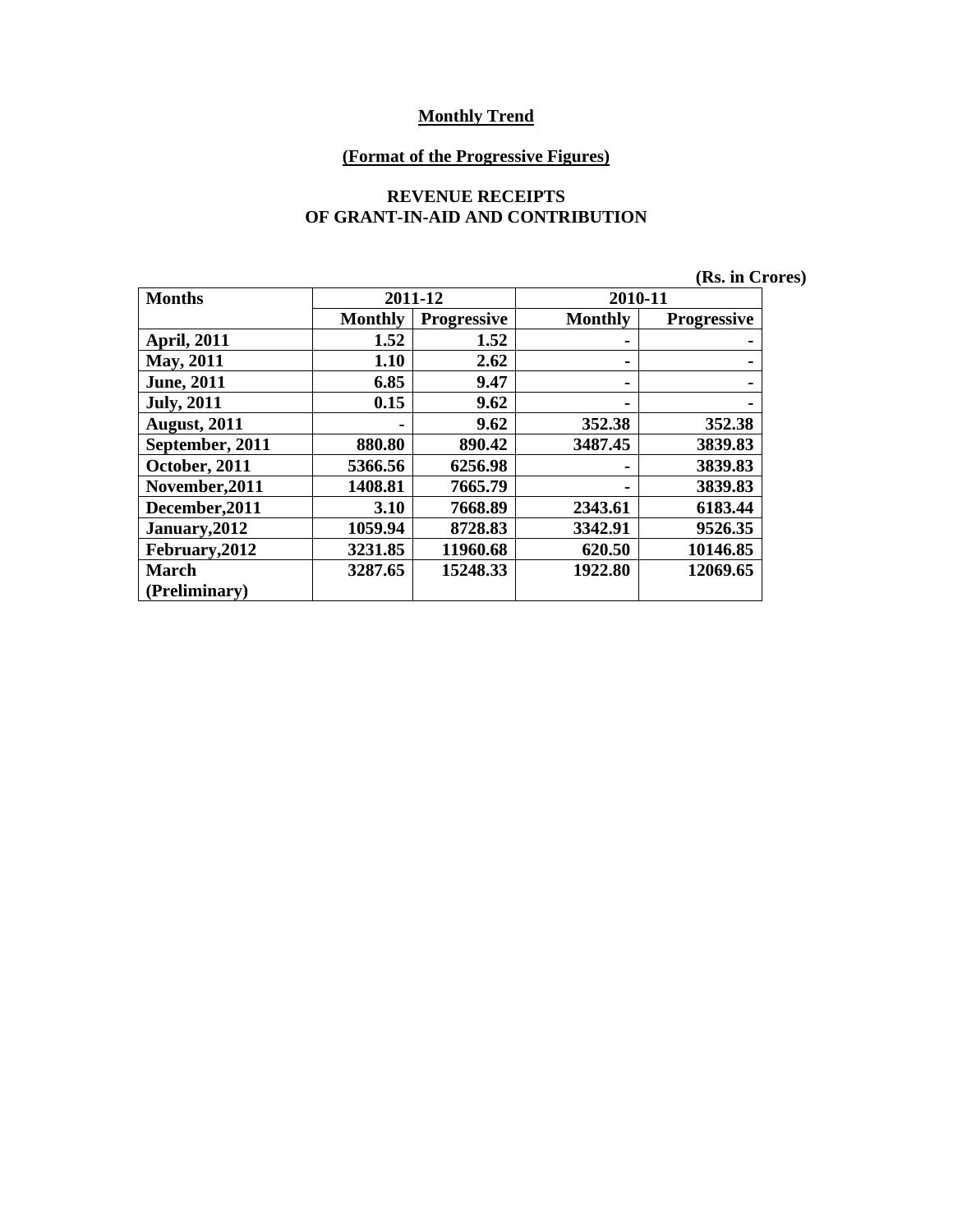**Monthly Trend**

**(Format of the Progressive Figures)**

**REVENUE RECEIPTS OF GRANT-IN-AID AND CONTRIBUTION**

**(Rs. in Crores)**

| Months | 2011-12 | | 2010-11 | |
|---|---|---|---|---|
| | Monthly | Progressive | Monthly | Progressive |
| April, 2011 | 1.52 | 1.52 | - | - |
| May, 2011 | 1.10 | 2.62 | - | - |
| June, 2011 | 6.85 | 9.47 | - | - |
| July, 2011 | 0.15 | 9.62 | - | - |
| August, 2011 | - | 9.62 | 352.38 | 352.38 |
| September, 2011 | 880.80 | 890.42 | 3487.45 | 3839.83 |
| October, 2011 | 5366.56 | 6256.98 | - | 3839.83 |
| November,2011 | 1408.81 | 7665.79 | - | 3839.83 |
| December,2011 | 3.10 | 7668.89 | 2343.61 | 6183.44 |
| January,2012 | 1059.94 | 8728.83 | 3342.91 | 9526.35 |
| February,2012 | 3231.85 | 11960.68 | 620.50 | 10146.85 |
| March (Preliminary) | 3287.65 | 15248.33 | 1922.80 | 12069.65 |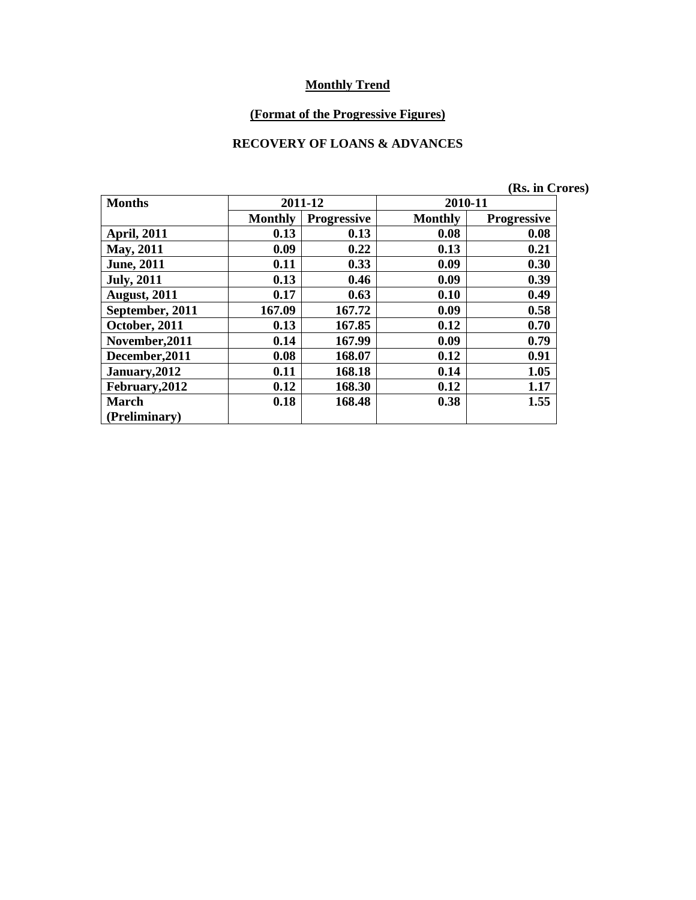**Monthly Trend**

**(Format of the Progressive Figures)**

**RECOVERY OF LOANS & ADVANCES**

**(Rs. in Crores)**

| Months | 2011-12 | | 2010-11 | |
|---|---|---|---|---|
| | Monthly | Progressive | Monthly | Progressive |
| April, 2011 | 0.13 | 0.13 | 0.08 | 0.08 |
| May, 2011 | 0.09 | 0.22 | 0.13 | 0.21 |
| June, 2011 | 0.11 | 0.33 | 0.09 | 0.30 |
| July, 2011 | 0.13 | 0.46 | 0.09 | 0.39 |
| August, 2011 | 0.17 | 0.63 | 0.10 | 0.49 |
| September, 2011 | 167.09 | 167.72 | 0.09 | 0.58 |
| October, 2011 | 0.13 | 167.85 | 0.12 | 0.70 |
| November,2011 | 0.14 | 167.99 | 0.09 | 0.79 |
| December,2011 | 0.08 | 168.07 | 0.12 | 0.91 |
| January,2012 | 0.11 | 168.18 | 0.14 | 1.05 |
| February,2012 | 0.12 | 168.30 | 0.12 | 1.17 |
| March (Preliminary) | 0.18 | 168.48 | 0.38 | 1.55 |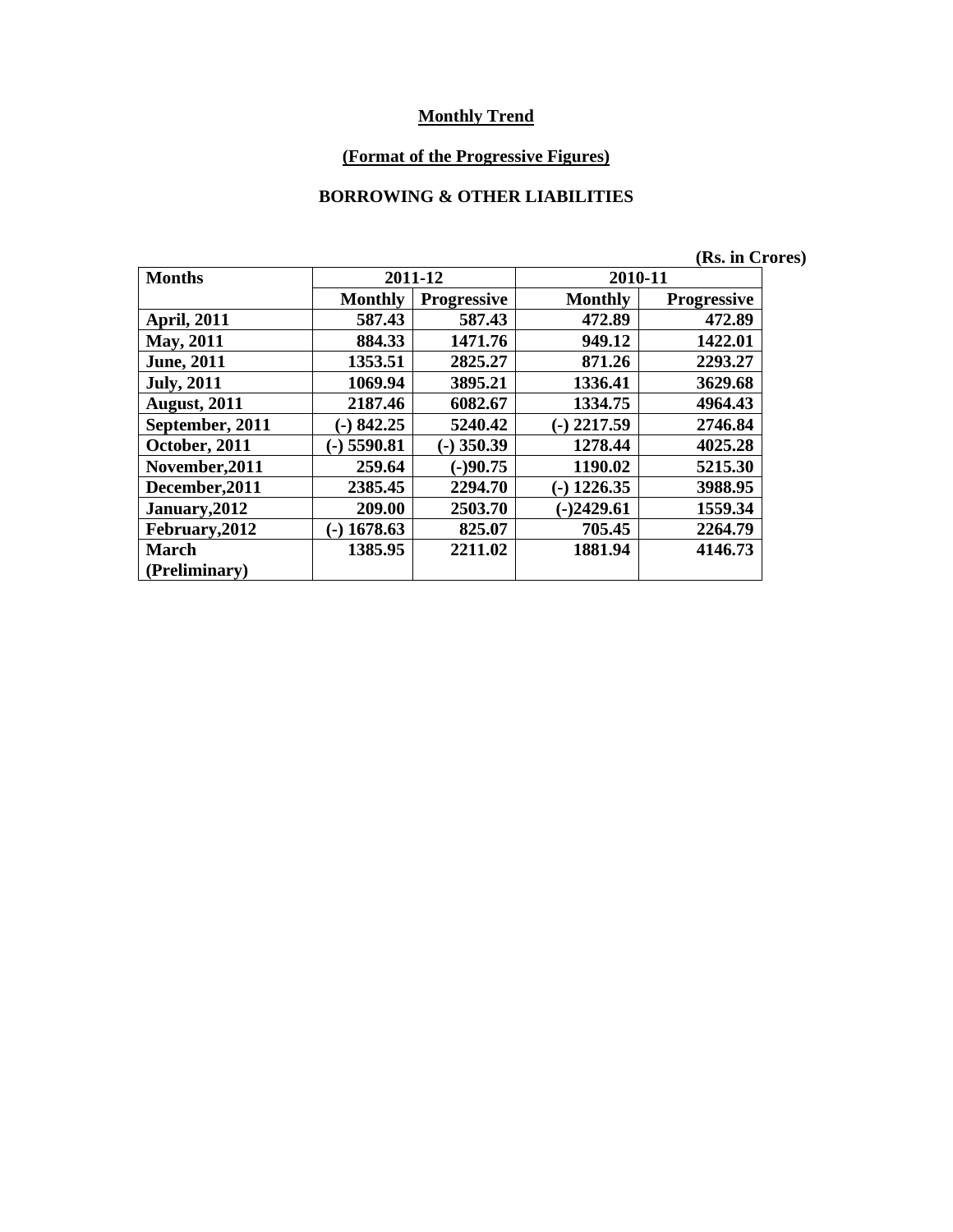**Monthly Trend**

**(Format of the Progressive Figures)**

**BORROWING & OTHER LIABILITIES**

(Rs. in Crores)

| Months | 2011-12 | | 2010-11 | |
|---|---|---|---|---|
| | Monthly | Progressive | Monthly | Progressive |
| April, 2011 | 587.43 | 587.43 | 472.89 | 472.89 |
| May, 2011 | 884.33 | 1471.76 | 949.12 | 1422.01 |
| June, 2011 | 1353.51 | 2825.27 | 871.26 | 2293.27 |
| July, 2011 | 1069.94 | 3895.21 | 1336.41 | 3629.68 |
| August, 2011 | 2187.46 | 6082.67 | 1334.75 | 4964.43 |
| September, 2011 | (-) 842.25 | 5240.42 | (-) 2217.59 | 2746.84 |
| October, 2011 | (-) 5590.81 | (-) 350.39 | 1278.44 | 4025.28 |
| November,2011 | 259.64 | (-)90.75 | 1190.02 | 5215.30 |
| December,2011 | 2385.45 | 2294.70 | (-) 1226.35 | 3988.95 |
| January,2012 | 209.00 | 2503.70 | (-)2429.61 | 1559.34 |
| February,2012 | (-) 1678.63 | 825.07 | 705.45 | 2264.79 |
| March (Preliminary) | 1385.95 | 2211.02 | 1881.94 | 4146.73 |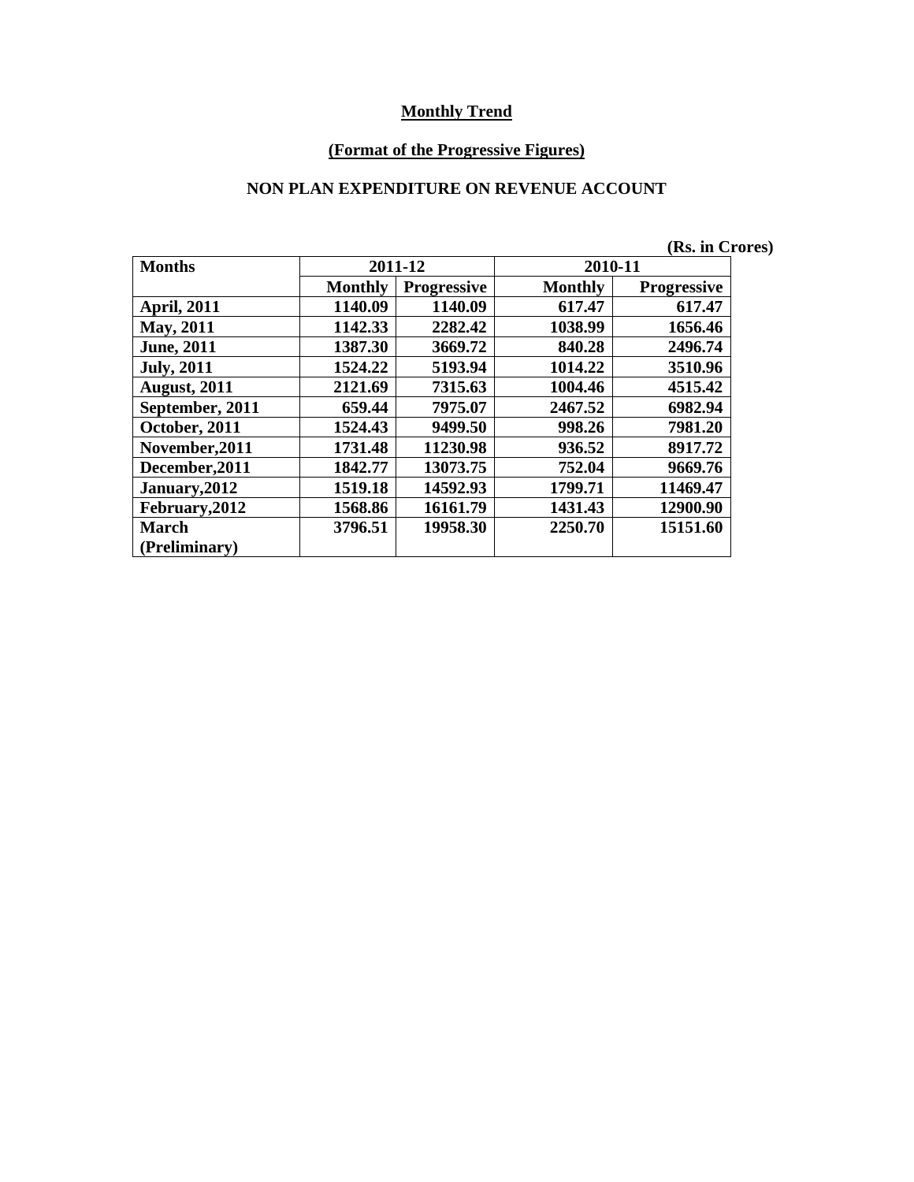**Monthly Trend**

**(Format of the Progressive Figures)**

**NON PLAN EXPENDITURE ON REVENUE ACCOUNT**

**(Rs. in Crores)**

| Months | 2011-12 | | 2010-11 | |
|---|---|---|---|---|
| | Monthly | Progressive | Monthly | Progressive |
| April, 2011 | 1140.09 | 1140.09 | 617.47 | 617.47 |
| May, 2011 | 1142.33 | 2282.42 | 1038.99 | 1656.46 |
| June, 2011 | 1387.30 | 3669.72 | 840.28 | 2496.74 |
| July, 2011 | 1524.22 | 5193.94 | 1014.22 | 3510.96 |
| August, 2011 | 2121.69 | 7315.63 | 1004.46 | 4515.42 |
| September, 2011 | 659.44 | 7975.07 | 2467.52 | 6982.94 |
| October, 2011 | 1524.43 | 9499.50 | 998.26 | 7981.20 |
| November,2011 | 1731.48 | 11230.98 | 936.52 | 8917.72 |
| December,2011 | 1842.77 | 13073.75 | 752.04 | 9669.76 |
| January,2012 | 1519.18 | 14592.93 | 1799.71 | 11469.47 |
| February,2012 | 1568.86 | 16161.79 | 1431.43 | 12900.90 |
| March (Preliminary) | 3796.51 | 19958.30 | 2250.70 | 15151.60 |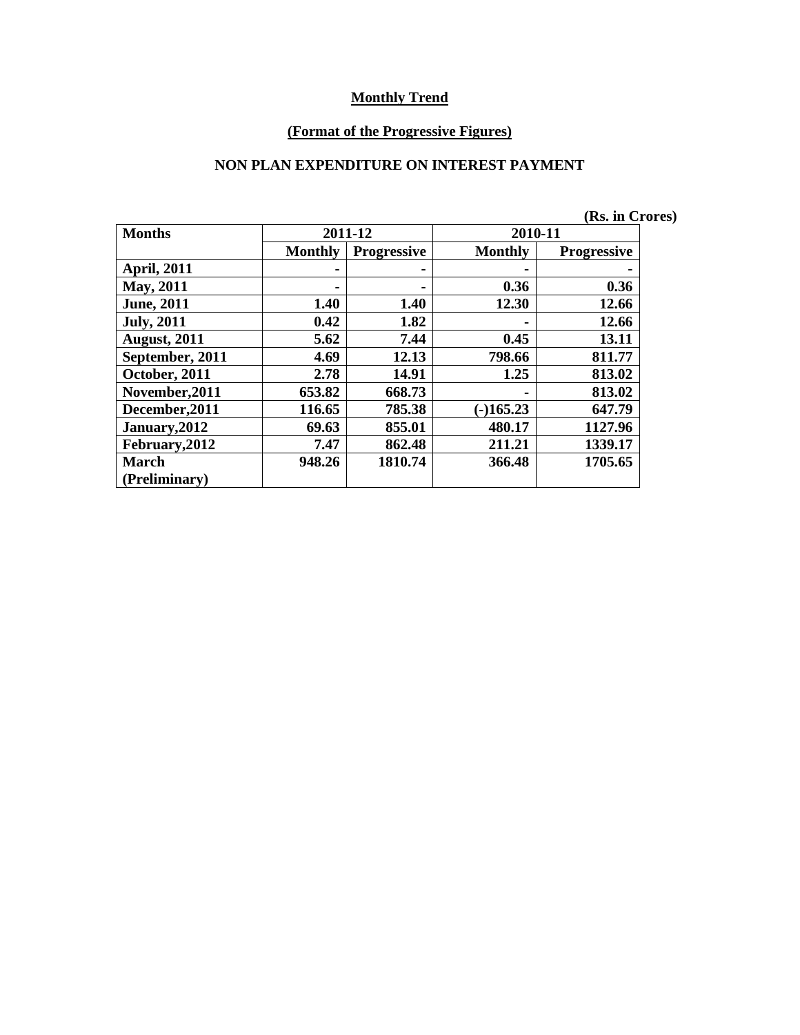**Monthly Trend**

**(Format of the Progressive Figures)**

**NON PLAN EXPENDITURE ON INTEREST PAYMENT**

**(Rs. in Crores)**

| Months | 2011-12 | | 2010-11 | |
|---|---|---|---|---|
| | Monthly | Progressive | Monthly | Progressive |
| April, 2011 | - | - | - | - |
| May, 2011 | - | - | 0.36 | 0.36 |
| June, 2011 | 1.40 | 1.40 | 12.30 | 12.66 |
| July, 2011 | 0.42 | 1.82 | - | 12.66 |
| August, 2011 | 5.62 | 7.44 | 0.45 | 13.11 |
| September, 2011 | 4.69 | 12.13 | 798.66 | 811.77 |
| October, 2011 | 2.78 | 14.91 | 1.25 | 813.02 |
| November,2011 | 653.82 | 668.73 | - | 813.02 |
| December,2011 | 116.65 | 785.38 | (-)165.23 | 647.79 |
| January,2012 | 69.63 | 855.01 | 480.17 | 1127.96 |
| February,2012 | 7.47 | 862.48 | 211.21 | 1339.17 |
| March (Preliminary) | 948.26 | 1810.74 | 366.48 | 1705.65 |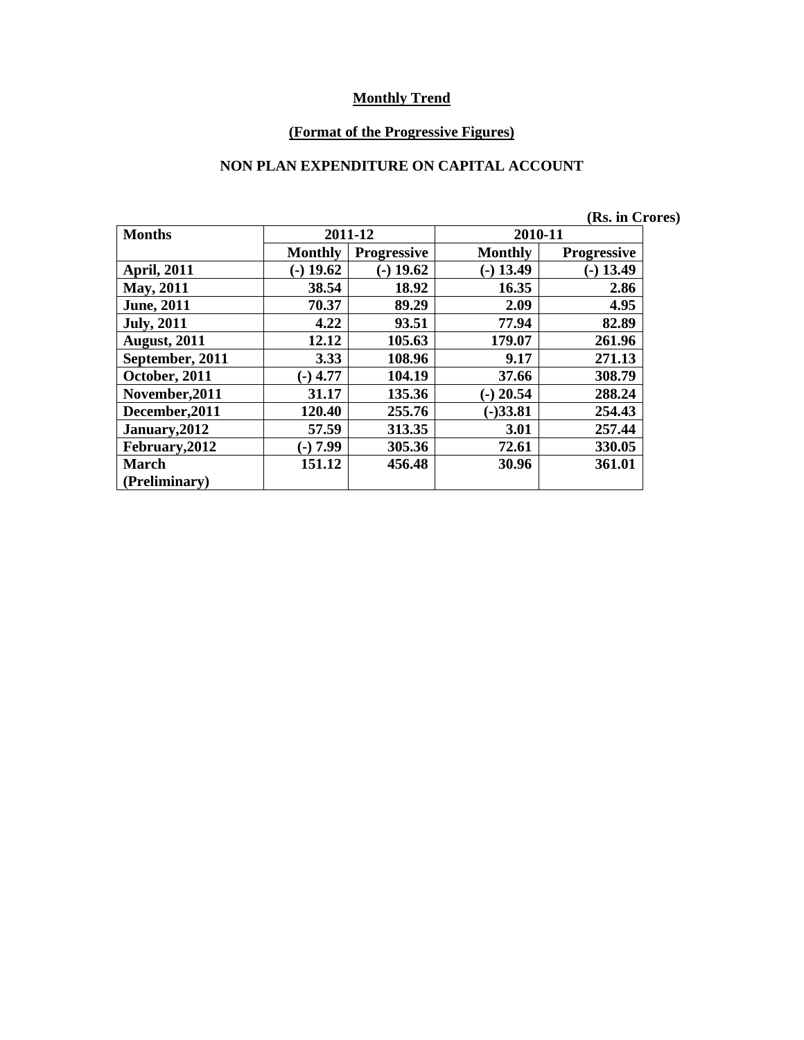**Monthly Trend**

**(Format of the Progressive Figures)**

**NON PLAN EXPENDITURE ON CAPITAL ACCOUNT**

(Rs. in Crores)

| Months | 2011-12 | | 2010-11 | |
|---|---|---|---|---|
| | Monthly | Progressive | Monthly | Progressive |
| April, 2011 | (-) 19.62 | (-) 19.62 | (-) 13.49 | (-) 13.49 |
| May, 2011 | 38.54 | 18.92 | 16.35 | 2.86 |
| June, 2011 | 70.37 | 89.29 | 2.09 | 4.95 |
| July, 2011 | 4.22 | 93.51 | 77.94 | 82.89 |
| August, 2011 | 12.12 | 105.63 | 179.07 | 261.96 |
| September, 2011 | 3.33 | 108.96 | 9.17 | 271.13 |
| October, 2011 | (-) 4.77 | 104.19 | 37.66 | 308.79 |
| November,2011 | 31.17 | 135.36 | (-) 20.54 | 288.24 |
| December,2011 | 120.40 | 255.76 | (-)33.81 | 254.43 |
| January,2012 | 57.59 | 313.35 | 3.01 | 257.44 |
| February,2012 | (-) 7.99 | 305.36 | 72.61 | 330.05 |
| March (Preliminary) | 151.12 | 456.48 | 30.96 | 361.01 |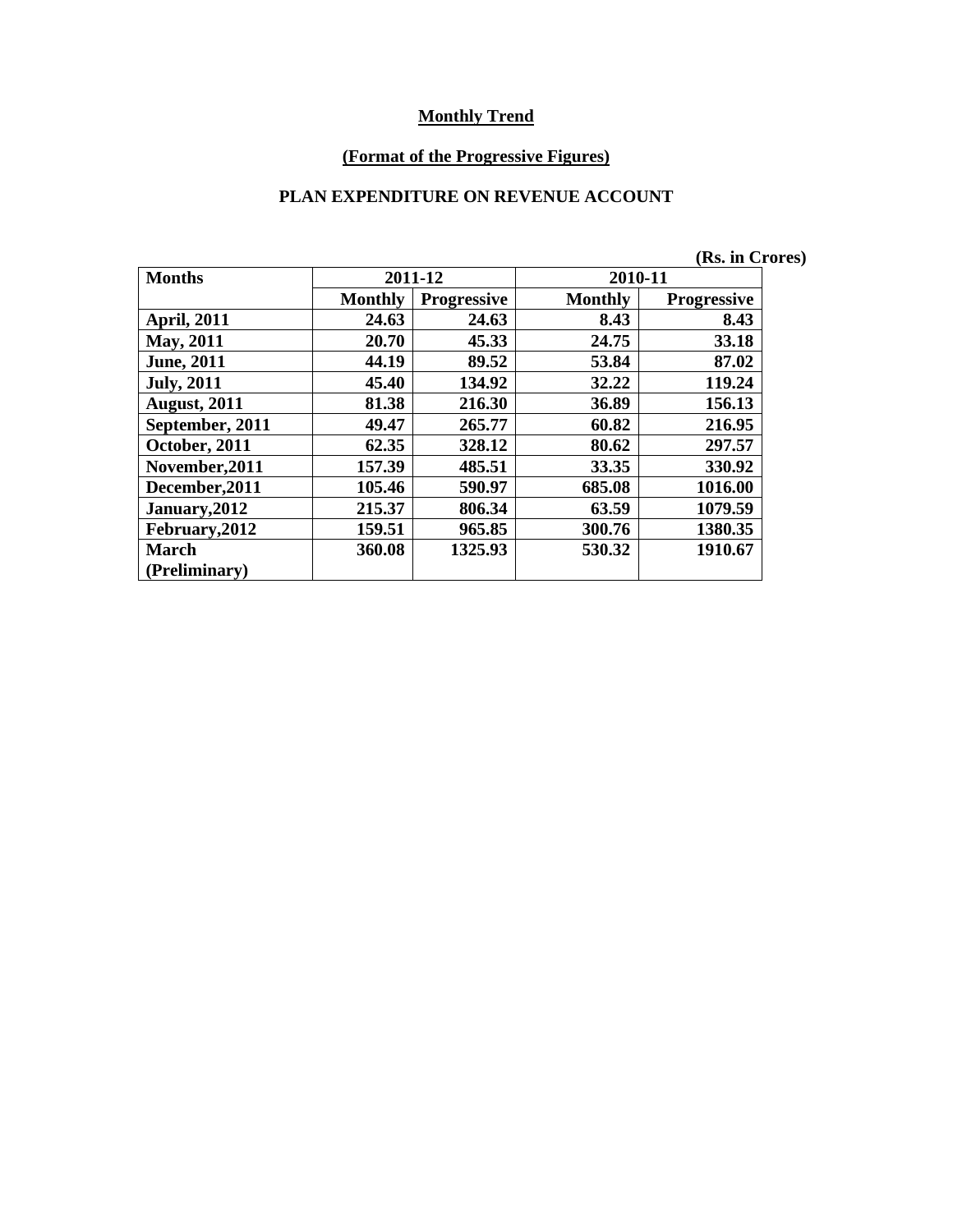**Monthly Trend**

**(Format of the Progressive Figures)**

**PLAN EXPENDITURE ON REVENUE ACCOUNT**

**(Rs. in Crores)**

| Months | 2011-12 | | 2010-11 | |
|---|---|---|---|---|
| | Monthly | Progressive | Monthly | Progressive |
| April, 2011 | 24.63 | 24.63 | 8.43 | 8.43 |
| May, 2011 | 20.70 | 45.33 | 24.75 | 33.18 |
| June, 2011 | 44.19 | 89.52 | 53.84 | 87.02 |
| July, 2011 | 45.40 | 134.92 | 32.22 | 119.24 |
| August, 2011 | 81.38 | 216.30 | 36.89 | 156.13 |
| September, 2011 | 49.47 | 265.77 | 60.82 | 216.95 |
| October, 2011 | 62.35 | 328.12 | 80.62 | 297.57 |
| November,2011 | 157.39 | 485.51 | 33.35 | 330.92 |
| December,2011 | 105.46 | 590.97 | 685.08 | 1016.00 |
| January,2012 | 215.37 | 806.34 | 63.59 | 1079.59 |
| February,2012 | 159.51 | 965.85 | 300.76 | 1380.35 |
| March (Preliminary) | 360.08 | 1325.93 | 530.32 | 1910.67 |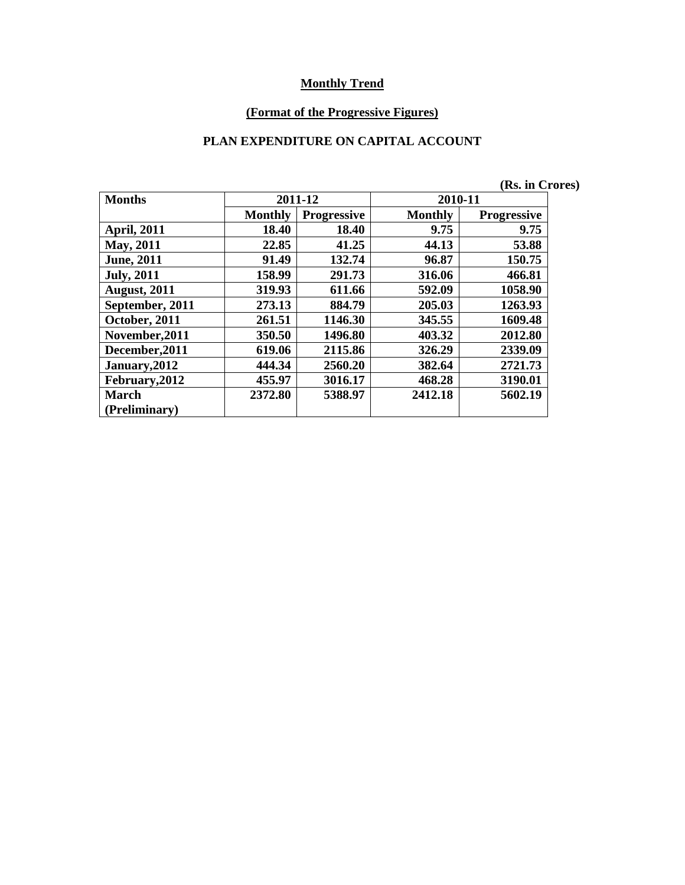**Monthly Trend**

**(Format of the Progressive Figures)**

**PLAN EXPENDITURE ON CAPITAL ACCOUNT**

(Rs. in Crores)

| Months | 2011-12 | | 2010-11 | |
|---|---|---|---|---|
| | Monthly | Progressive | Monthly | Progressive |
| April, 2011 | 18.40 | 18.40 | 9.75 | 9.75 |
| May, 2011 | 22.85 | 41.25 | 44.13 | 53.88 |
| June, 2011 | 91.49 | 132.74 | 96.87 | 150.75 |
| July, 2011 | 158.99 | 291.73 | 316.06 | 466.81 |
| August, 2011 | 319.93 | 611.66 | 592.09 | 1058.90 |
| September, 2011 | 273.13 | 884.79 | 205.03 | 1263.93 |
| October, 2011 | 261.51 | 1146.30 | 345.55 | 1609.48 |
| November,2011 | 350.50 | 1496.80 | 403.32 | 2012.80 |
| December,2011 | 619.06 | 2115.86 | 326.29 | 2339.09 |
| January,2012 | 444.34 | 2560.20 | 382.64 | 2721.73 |
| February,2012 | 455.97 | 3016.17 | 468.28 | 3190.01 |
| March (Preliminary) | 2372.80 | 5388.97 | 2412.18 | 5602.19 |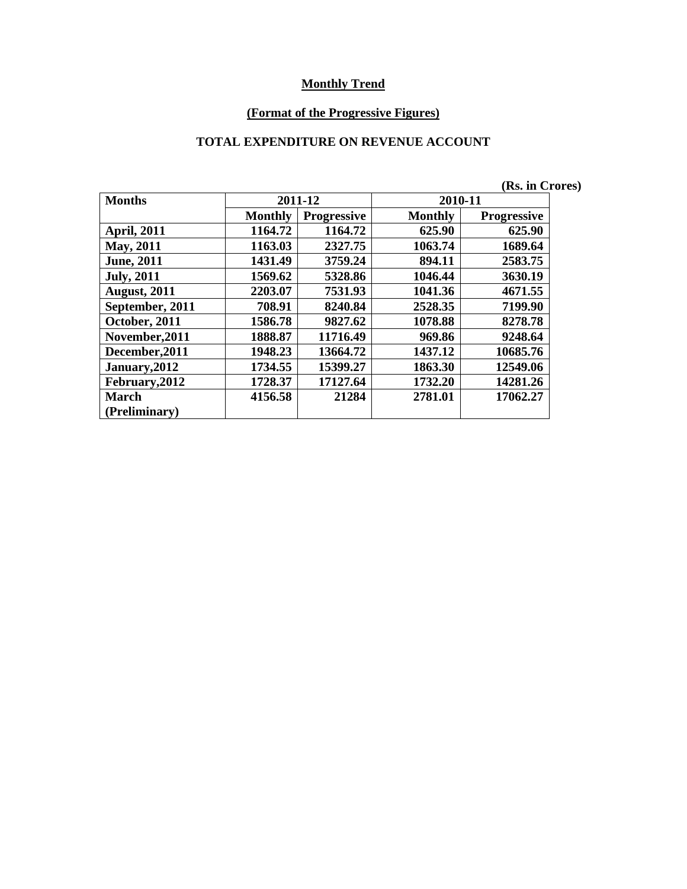## Monthly Trend

### (Format of the Progressive Figures)

### TOTAL EXPENDITURE ON REVENUE ACCOUNT

(Rs. in Crores)

| Months | 2011-12 | | 2010-11 | |
|---|---|---|---|---|
| | Monthly | Progressive | Monthly | Progressive |
| April, 2011 | 1164.72 | 1164.72 | 625.90 | 625.90 |
| May, 2011 | 1163.03 | 2327.75 | 1063.74 | 1689.64 |
| June, 2011 | 1431.49 | 3759.24 | 894.11 | 2583.75 |
| July, 2011 | 1569.62 | 5328.86 | 1046.44 | 3630.19 |
| August, 2011 | 2203.07 | 7531.93 | 1041.36 | 4671.55 |
| September, 2011 | 708.91 | 8240.84 | 2528.35 | 7199.90 |
| October, 2011 | 1586.78 | 9827.62 | 1078.88 | 8278.78 |
| November,2011 | 1888.87 | 11716.49 | 969.86 | 9248.64 |
| December,2011 | 1948.23 | 13664.72 | 1437.12 | 10685.76 |
| January,2012 | 1734.55 | 15399.27 | 1863.30 | 12549.06 |
| February,2012 | 1728.37 | 17127.64 | 1732.20 | 14281.26 |
| March (Preliminary) | 4156.58 | 21284 | 2781.01 | 17062.27 |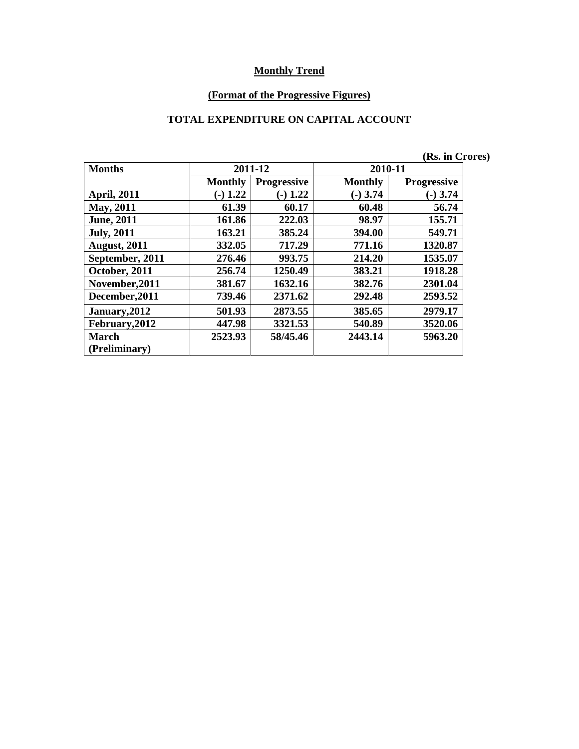**Monthly Trend**

**(Format of the Progressive Figures)**

**TOTAL EXPENDITURE ON CAPITAL ACCOUNT**

(Rs. in Crores)

| Months | 2011-12 | | 2010-11 | |
|---|---|---|---|---|
| | Monthly | Progressive | Monthly | Progressive |
| April, 2011 | (-) 1.22 | (-) 1.22 | (-) 3.74 | (-) 3.74 |
| May, 2011 | 61.39 | 60.17 | 60.48 | 56.74 |
| June, 2011 | 161.86 | 222.03 | 98.97 | 155.71 |
| July, 2011 | 163.21 | 385.24 | 394.00 | 549.71 |
| August, 2011 | 332.05 | 717.29 | 771.16 | 1320.87 |
| September, 2011 | 276.46 | 993.75 | 214.20 | 1535.07 |
| October, 2011 | 256.74 | 1250.49 | 383.21 | 1918.28 |
| November,2011 | 381.67 | 1632.16 | 382.76 | 2301.04 |
| December,2011 | 739.46 | 2371.62 | 292.48 | 2593.52 |
| January,2012 | 501.93 | 2873.55 | 385.65 | 2979.17 |
| February,2012 | 447.98 | 3321.53 | 540.89 | 3520.06 |
| March (Preliminary) | 2523.93 | 58/45.46 | 2443.14 | 5963.20 |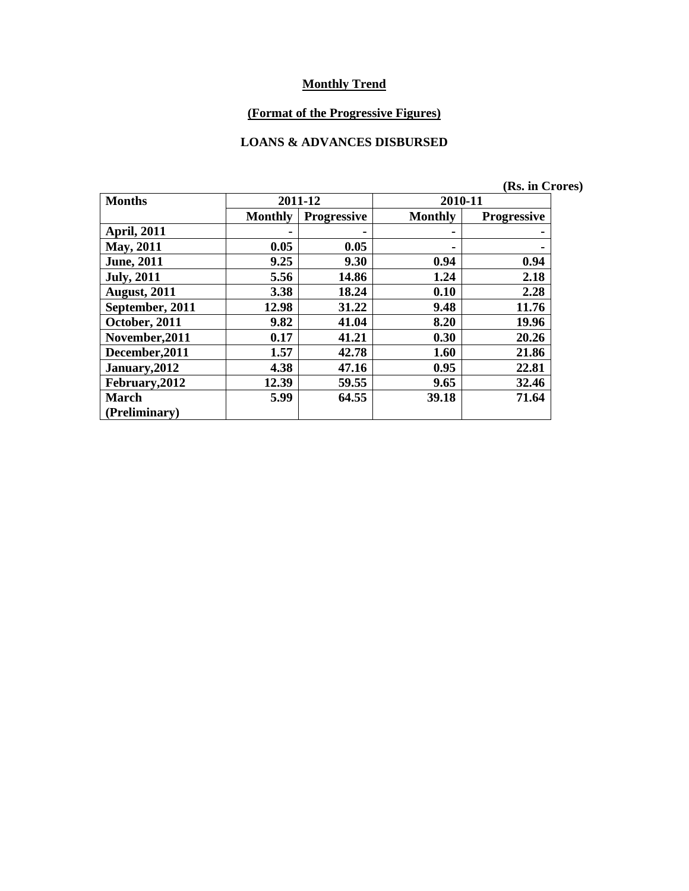**Monthly Trend**

**(Format of the Progressive Figures)**

**LOANS & ADVANCES DISBURSED**

**(Rs. in Crores)**

| Months | 2011-12 | | 2010-11 | |
|---|---|---|---|---|
| | Monthly | Progressive | Monthly | Progressive |
| April, 2011 | - | - | - | - |
| May, 2011 | 0.05 | 0.05 | - | - |
| June, 2011 | 9.25 | 9.30 | 0.94 | 0.94 |
| July, 2011 | 5.56 | 14.86 | 1.24 | 2.18 |
| August, 2011 | 3.38 | 18.24 | 0.10 | 2.28 |
| September, 2011 | 12.98 | 31.22 | 9.48 | 11.76 |
| October, 2011 | 9.82 | 41.04 | 8.20 | 19.96 |
| November,2011 | 0.17 | 41.21 | 0.30 | 20.26 |
| December,2011 | 1.57 | 42.78 | 1.60 | 21.86 |
| January,2012 | 4.38 | 47.16 | 0.95 | 22.81 |
| February,2012 | 12.39 | 59.55 | 9.65 | 32.46 |
| March (Preliminary) | 5.99 | 64.55 | 39.18 | 71.64 |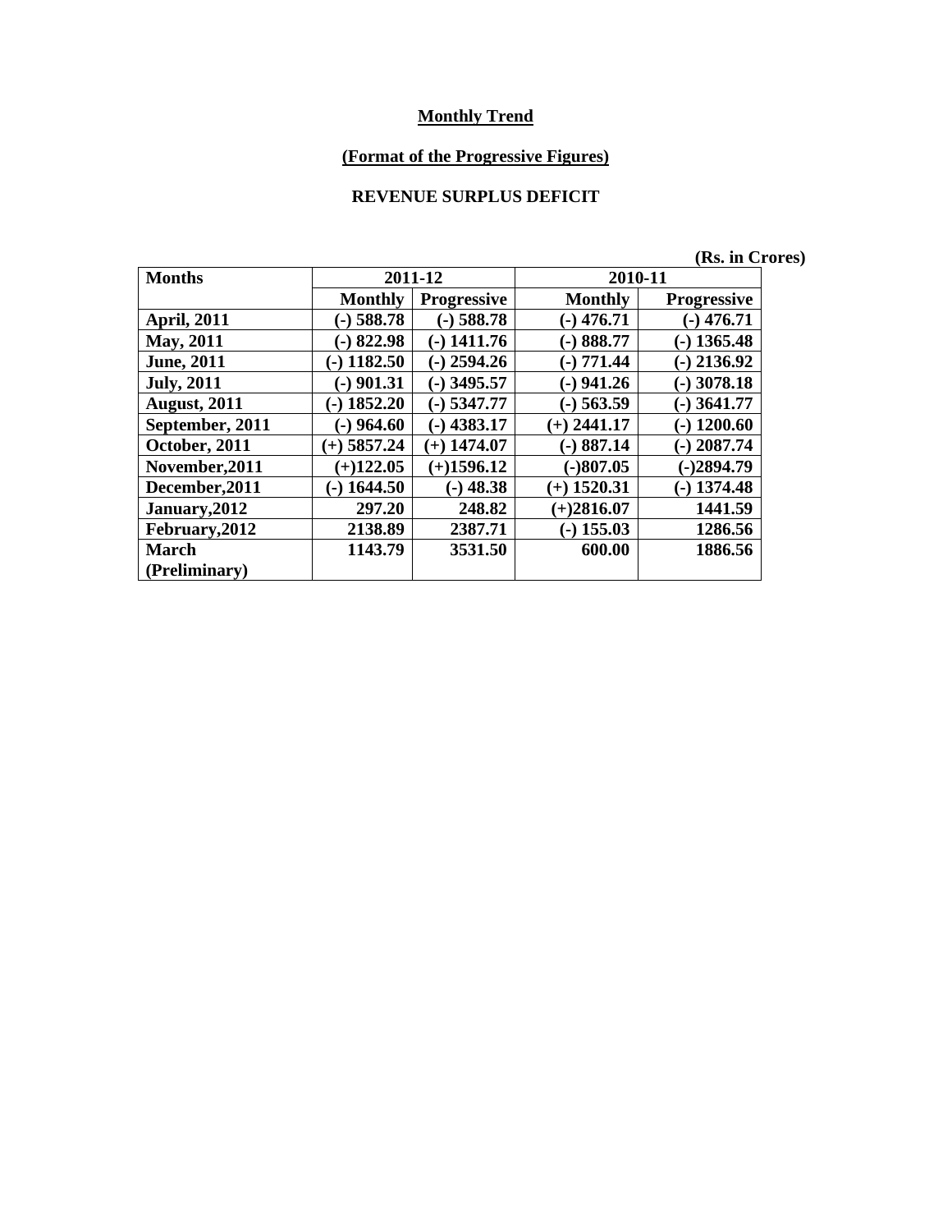**Monthly Trend**

**(Format of the Progressive Figures)**

**REVENUE SURPLUS DEFICIT**

**(Rs. in Crores)**

| Months | 2011-12 | | 2010-11 | |
|---|---|---|---|---|
| | Monthly | Progressive | Monthly | Progressive |
| April, 2011 | (-) 588.78 | (-) 588.78 | (-) 476.71 | (-) 476.71 |
| May, 2011 | (-) 822.98 | (-) 1411.76 | (-) 888.77 | (-) 1365.48 |
| June, 2011 | (-) 1182.50 | (-) 2594.26 | (-) 771.44 | (-) 2136.92 |
| July, 2011 | (-) 901.31 | (-) 3495.57 | (-) 941.26 | (-) 3078.18 |
| August, 2011 | (-) 1852.20 | (-) 5347.77 | (-) 563.59 | (-) 3641.77 |
| September, 2011 | (-) 964.60 | (-) 4383.17 | (+) 2441.17 | (-) 1200.60 |
| October, 2011 | (+) 5857.24 | (+) 1474.07 | (-) 887.14 | (-) 2087.74 |
| November,2011 | (+)122.05 | (+)1596.12 | (-)807.05 | (-)2894.79 |
| December,2011 | (-) 1644.50 | (-) 48.38 | (+) 1520.31 | (-) 1374.48 |
| January,2012 | 297.20 | 248.82 | (+)2816.07 | 1441.59 |
| February,2012 | 2138.89 | 2387.71 | (-) 155.03 | 1286.56 |
| March (Preliminary) | 1143.79 | 3531.50 | 600.00 | 1886.56 |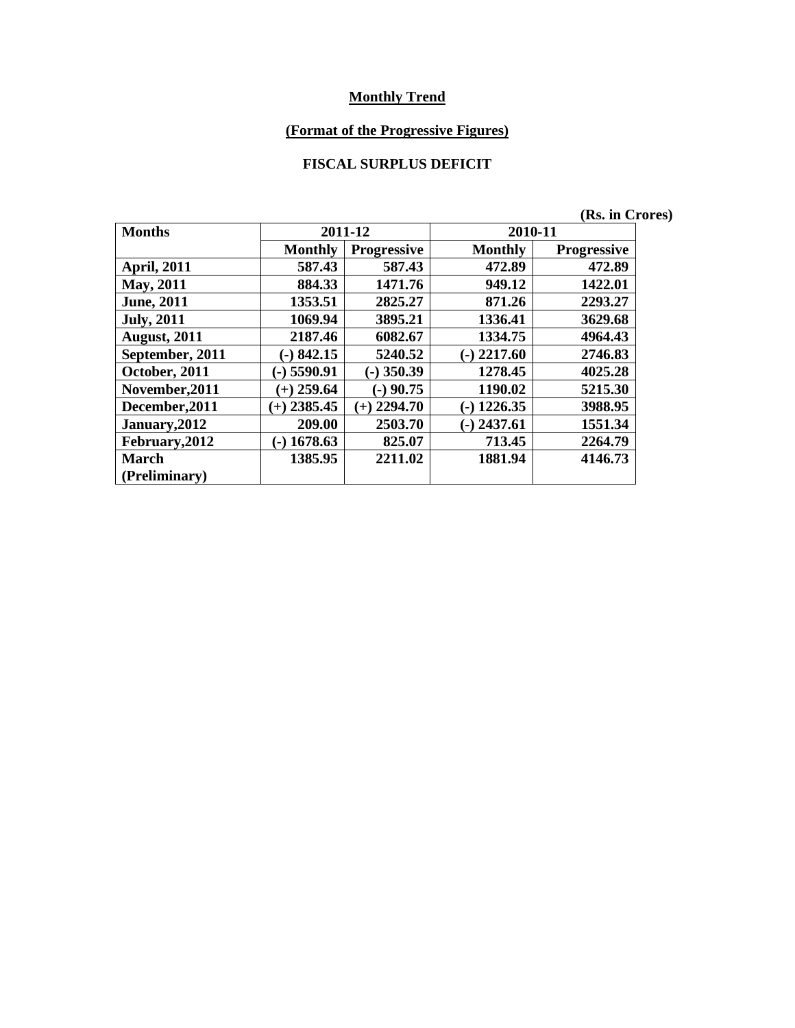**Monthly Trend**

**(Format of the Progressive Figures)**

**FISCAL SURPLUS DEFICIT**

**(Rs. in Crores)**

| Months | 2011-12 | | 2010-11 | |
|---|---|---|---|---|
| | Monthly | Progressive | Monthly | Progressive |
| April, 2011 | 587.43 | 587.43 | 472.89 | 472.89 |
| May, 2011 | 884.33 | 1471.76 | 949.12 | 1422.01 |
| June, 2011 | 1353.51 | 2825.27 | 871.26 | 2293.27 |
| July, 2011 | 1069.94 | 3895.21 | 1336.41 | 3629.68 |
| August, 2011 | 2187.46 | 6082.67 | 1334.75 | 4964.43 |
| September, 2011 | (-) 842.15 | 5240.52 | (-) 2217.60 | 2746.83 |
| October, 2011 | (-) 5590.91 | (-) 350.39 | 1278.45 | 4025.28 |
| November,2011 | (+) 259.64 | (-) 90.75 | 1190.02 | 5215.30 |
| December,2011 | (+) 2385.45 | (+) 2294.70 | (-) 1226.35 | 3988.95 |
| January,2012 | 209.00 | 2503.70 | (-) 2437.61 | 1551.34 |
| February,2012 | (-) 1678.63 | 825.07 | 713.45 | 2264.79 |
| March (Preliminary) | 1385.95 | 2211.02 | 1881.94 | 4146.73 |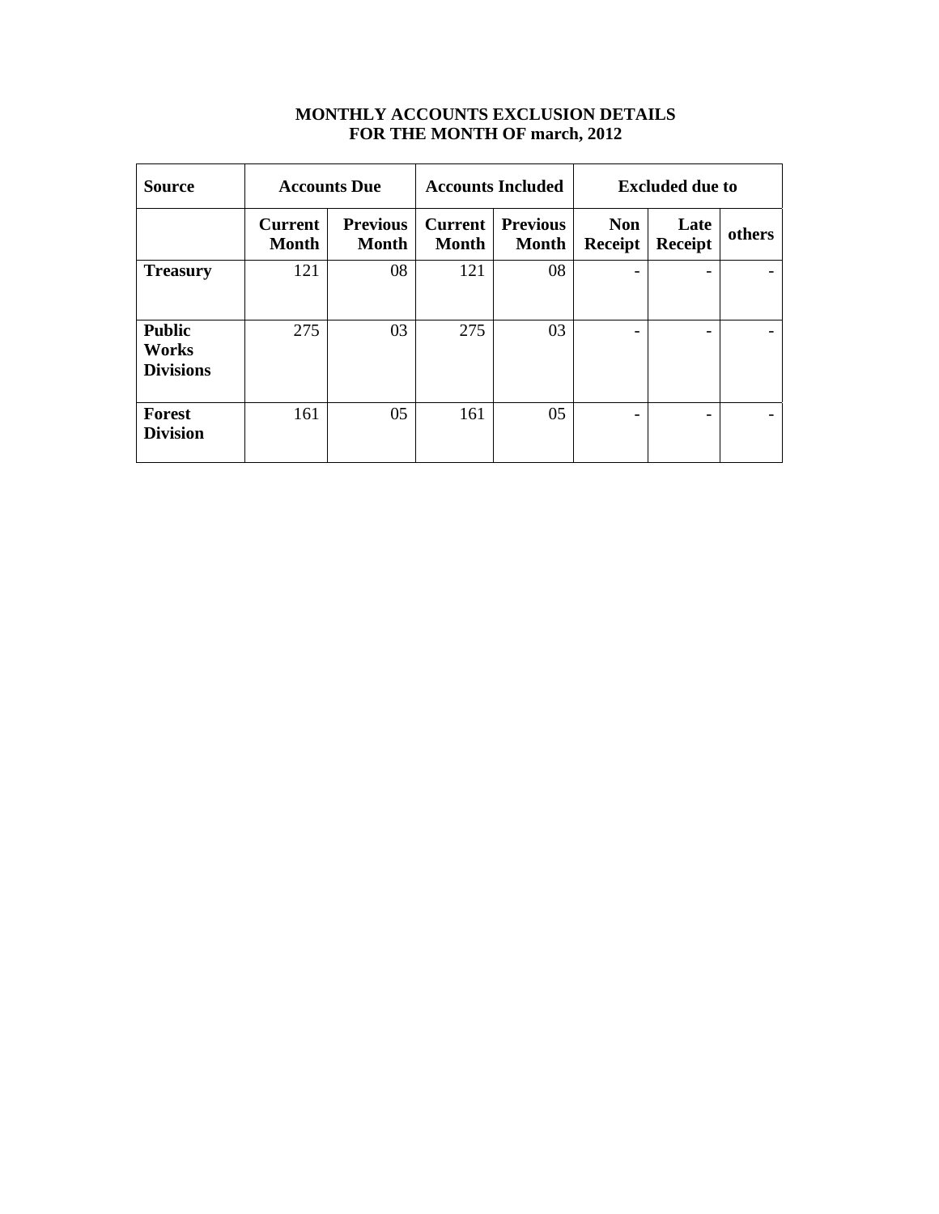**MONTHLY ACCOUNTS EXCLUSION DETAILS**
**FOR THE MONTH OF march, 2012**

| Source | Accounts Due | | Accounts Included | | Excluded due to | | |
|---|---|---|---|---|---|---|---|
| | Current Month | Previous Month | Current Month | Previous Month | Non Receipt | Late Receipt | others |
| **Treasury** | 121 | 08 | 121 | 08 | - | - | - |
| **Public Works Divisions** | 275 | 03 | 275 | 03 | - | - | - |
| **Forest Division** | 161 | 05 | 161 | 05 | - | - | - |